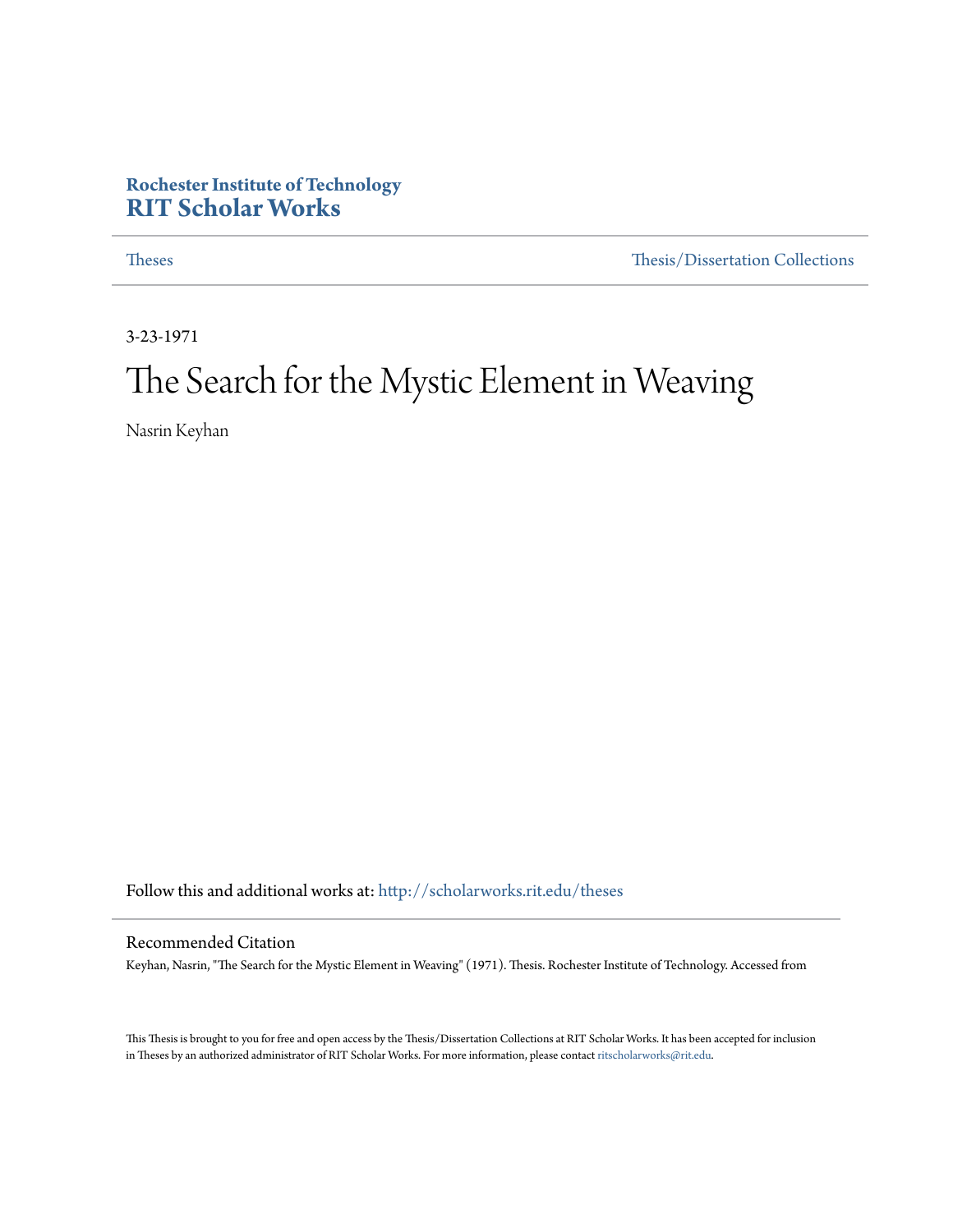Rochester Institute of Technology
**RIT Scholar Works**

Theses | Thesis/Dissertation Collections

3-23-1971

# The Search for the Mystic Element in Weaving

Nasrin Keyhan

Follow this and additional works at: http://scholarworks.rit.edu/theses

## Recommended Citation

Keyhan, Nasrin, "The Search for the Mystic Element in Weaving" (1971). Thesis. Rochester Institute of Technology. Accessed from

This Thesis is brought to you for free and open access by the Thesis/Dissertation Collections at RIT Scholar Works. It has been accepted for inclusion in Theses by an authorized administrator of RIT Scholar Works. For more information, please contact ritscholarworks@rit.edu.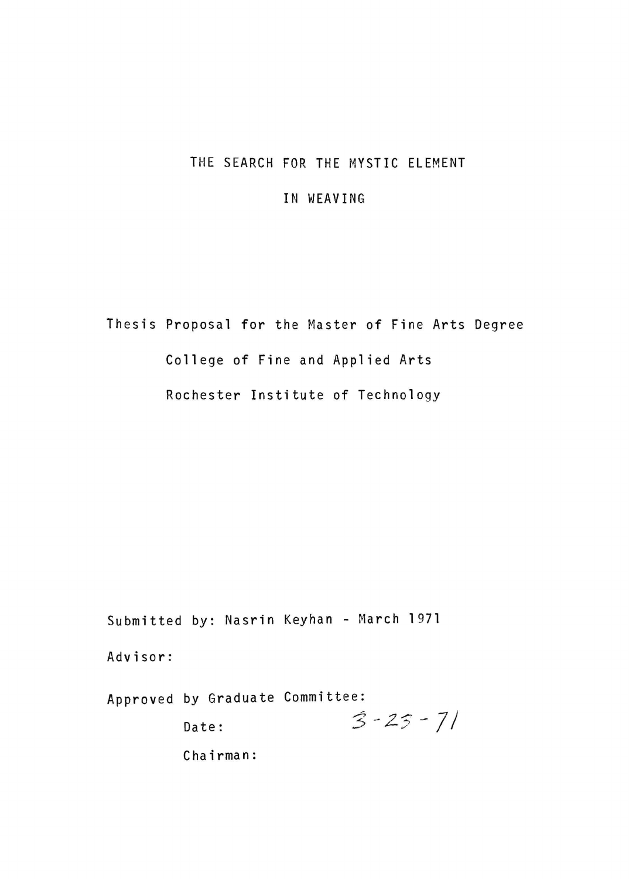# THE SEARCH FOR THE MYSTIC ELEMENT IN WEAVING

Thesis Proposal for the Master of Fine Arts Degree

College of Fine and Applied Arts

Rochester Institute of Technology

Submitted by: Nasrin Keyhan - March 1971

Advisor:

Approved by Graduate Committee:

Date: 3-25-71

Chairman: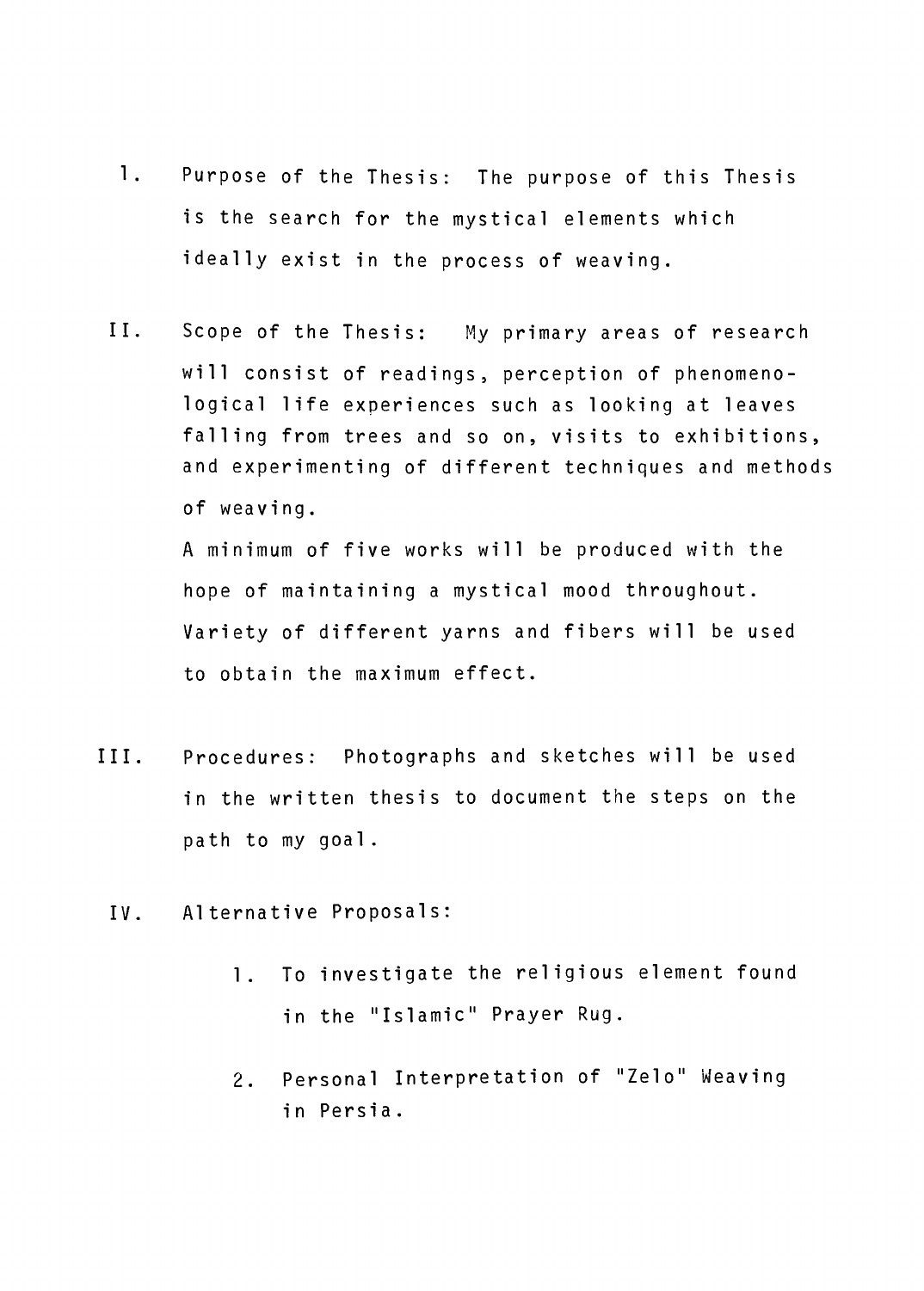I. Purpose of the Thesis: The purpose of this Thesis is the search for the mystical elements which ideally exist in the process of weaving.

II. Scope of the Thesis: My primary areas of research will consist of readings, perception of phenomenological life experiences such as looking at leaves falling from trees and so on, visits to exhibitions, and experimenting of different techniques and methods of weaving.

A minimum of five works will be produced with the hope of maintaining a mystical mood throughout. Variety of different yarns and fibers will be used to obtain the maximum effect.

III. Procedures: Photographs and sketches will be used in the written thesis to document the steps on the path to my goal.

IV. Alternative Proposals:

1. To investigate the religious element found in the "Islamic" Prayer Rug.
2. Personal Interpretation of "Zelo" Weaving in Persia.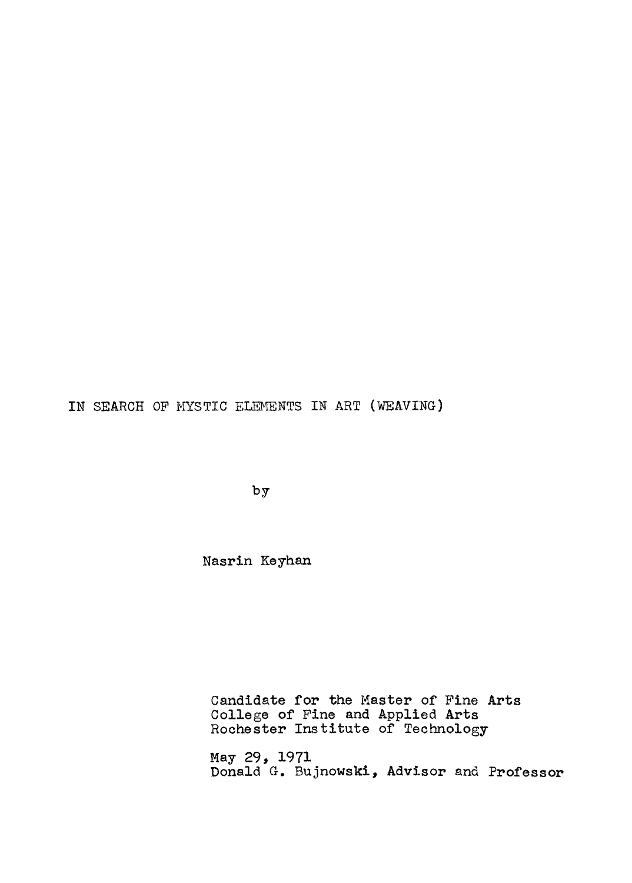# IN SEARCH OF MYSTIC ELEMENTS IN ART (WEAVING)

by

Nasrin Keyhan

Candidate for the Master of Fine Arts
College of Fine and Applied Arts
Rochester Institute of Technology

May 29, 1971
Donald G. Bujnowski, Advisor and Professor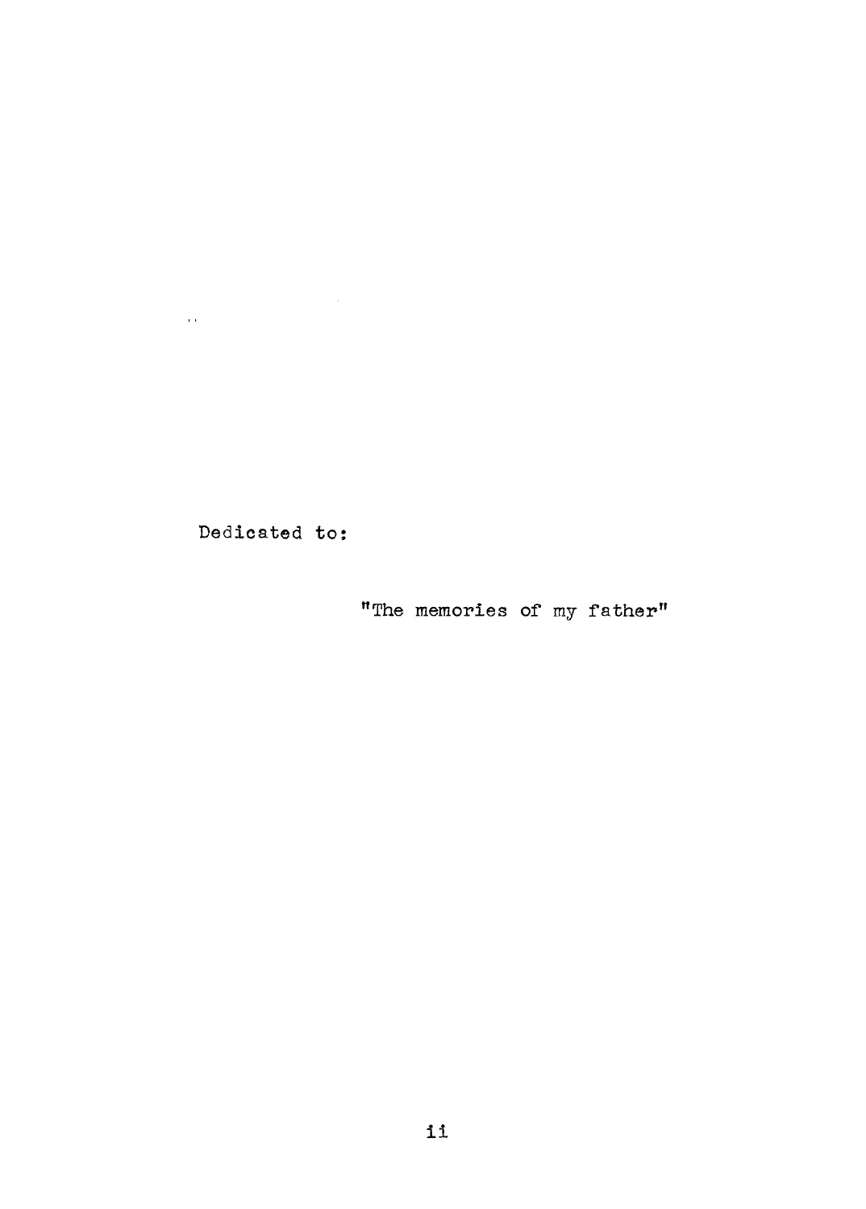Dedicated to:

"The memories of my father"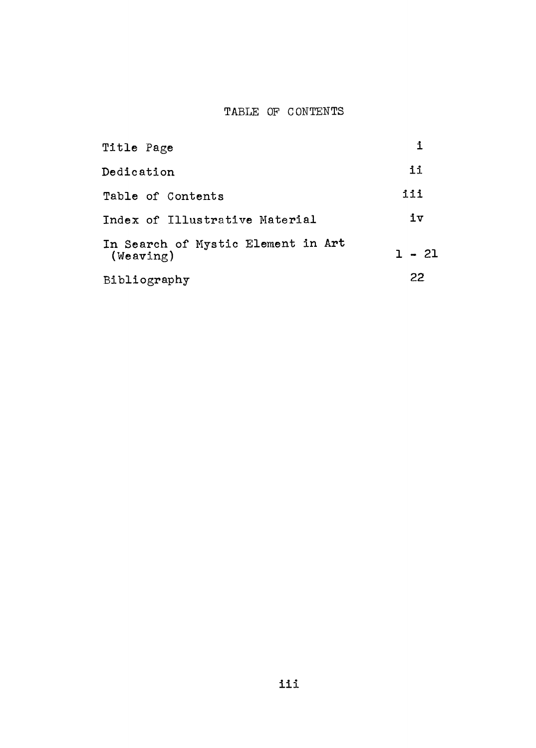# TABLE OF CONTENTS

| | |
|---|---|
| Title Page | i |
| Dedication | ii |
| Table of Contents | iii |
| Index of Illustrative Material | iv |
| In Search of Mystic Element in Art (Weaving) | 1 - 21 |
| Bibliography | 22 |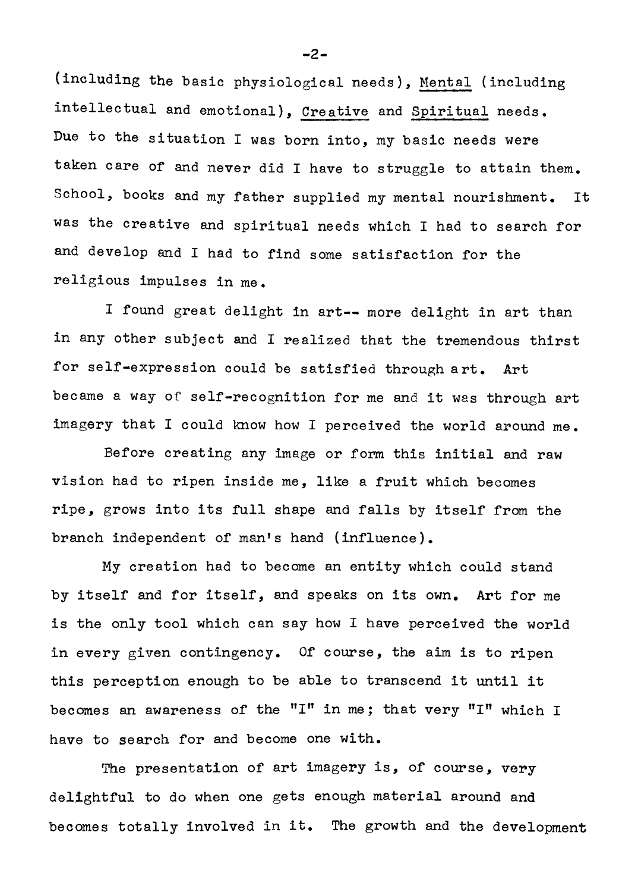(including the basic physiological needs), Mental (including intellectual and emotional), Creative and Spiritual needs. Due to the situation I was born into, my basic needs were taken care of and never did I have to struggle to attain them. School, books and my father supplied my mental nourishment. It was the creative and spiritual needs which I had to search for and develop and I had to find some satisfaction for the religious impulses in me.

I found great delight in art-- more delight in art than in any other subject and I realized that the tremendous thirst for self-expression could be satisfied through art. Art became a way of self-recognition for me and it was through art imagery that I could know how I perceived the world around me.

Before creating any image or form this initial and raw vision had to ripen inside me, like a fruit which becomes ripe, grows into its full shape and falls by itself from the branch independent of man's hand (influence).

My creation had to become an entity which could stand by itself and for itself, and speaks on its own. Art for me is the only tool which can say how I have perceived the world in every given contingency. Of course, the aim is to ripen this perception enough to be able to transcend it until it becomes an awareness of the "I" in me; that very "I" which I have to search for and become one with.

The presentation of art imagery is, of course, very delightful to do when one gets enough material around and becomes totally involved in it. The growth and the development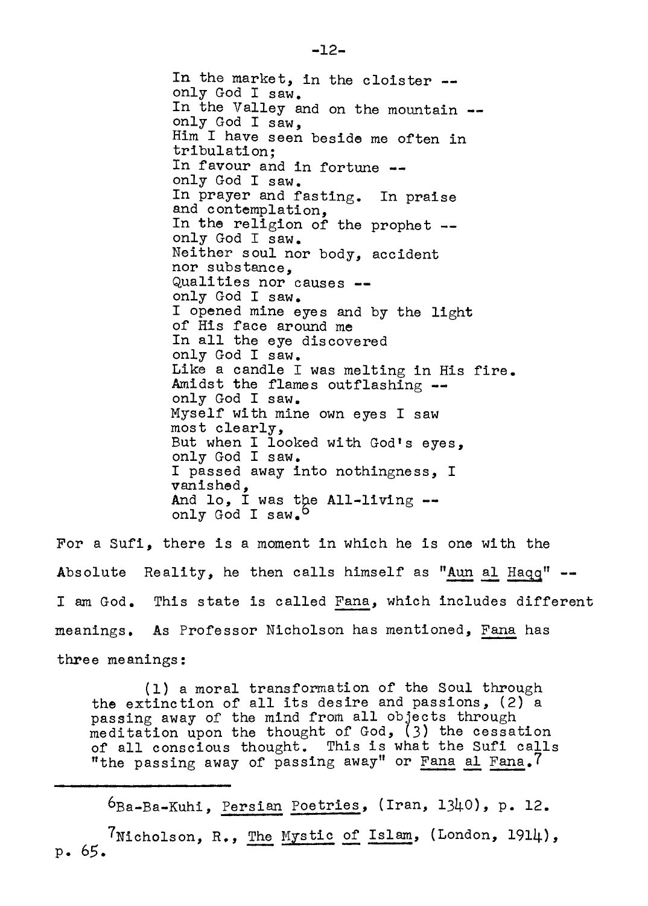In the market, in the cloister --
only God I saw.
In the Valley and on the mountain --
only God I saw,
Him I have seen beside me often in
tribulation;
In favour and in fortune --
only God I saw.
In prayer and fasting. In praise
and contemplation,
In the religion of the prophet --
only God I saw.
Neither soul nor body, accident
nor substance,
Qualities nor causes --
only God I saw.
I opened mine eyes and by the light
of His face around me
In all the eye discovered
only God I saw.
Like a candle I was melting in His fire.
Amidst the flames outflashing --
only God I saw.
Myself with mine own eyes I saw
most clearly,
But when I looked with God's eyes,
only God I saw.
I passed away into nothingness, I
vanished,
And lo, I was the All-living --
only God I saw.[6]

For a Sufi, there is a moment in which he is one with the Absolute Reality, he then calls himself as "Aun al Haqq" -- I am God. This state is called Fana, which includes different meanings. As Professor Nicholson has mentioned, Fana has three meanings:

> (1) a moral transformation of the Soul through the extinction of all its desire and passions, (2) a passing away of the mind from all objects through meditation upon the thought of God, (3) the cessation of all conscious thought. This is what the Sufi calls "the passing away of passing away" or Fana al Fana.[7]

---

[6] Ba-Ba-Kuhi, Persian Poetries, (Iran, 1340), p. 12.

[7] Nicholson, R., The Mystic of Islam, (London, 1914), p. 65.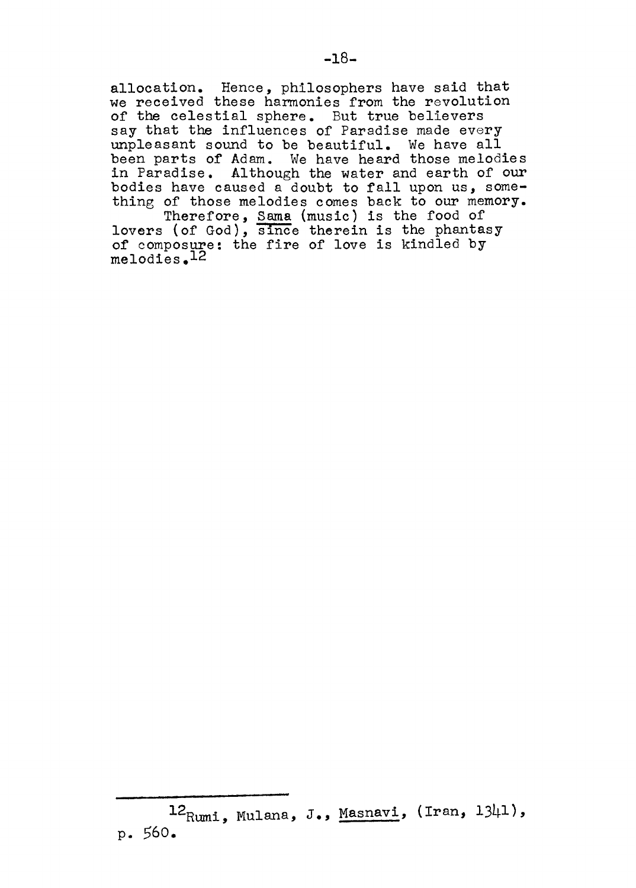allocation. Hence, philosophers have said that we received these harmonies from the revolution of the celestial sphere. But true believers say that the influences of Paradise made every unpleasant sound to be beautiful. We have all been parts of Adam. We have heard those melodies in Paradise. Although the water and earth of our bodies have caused a doubt to fall upon us, something of those melodies comes back to our memory.

Therefore, Sama (music) is the food of lovers (of God), since therein is the phantasy of composure: the fire of love is kindled by melodies.[12]

---

[12] Rumi, Mulana, J., *Masnavi*, (Iran, 1341), p. 560.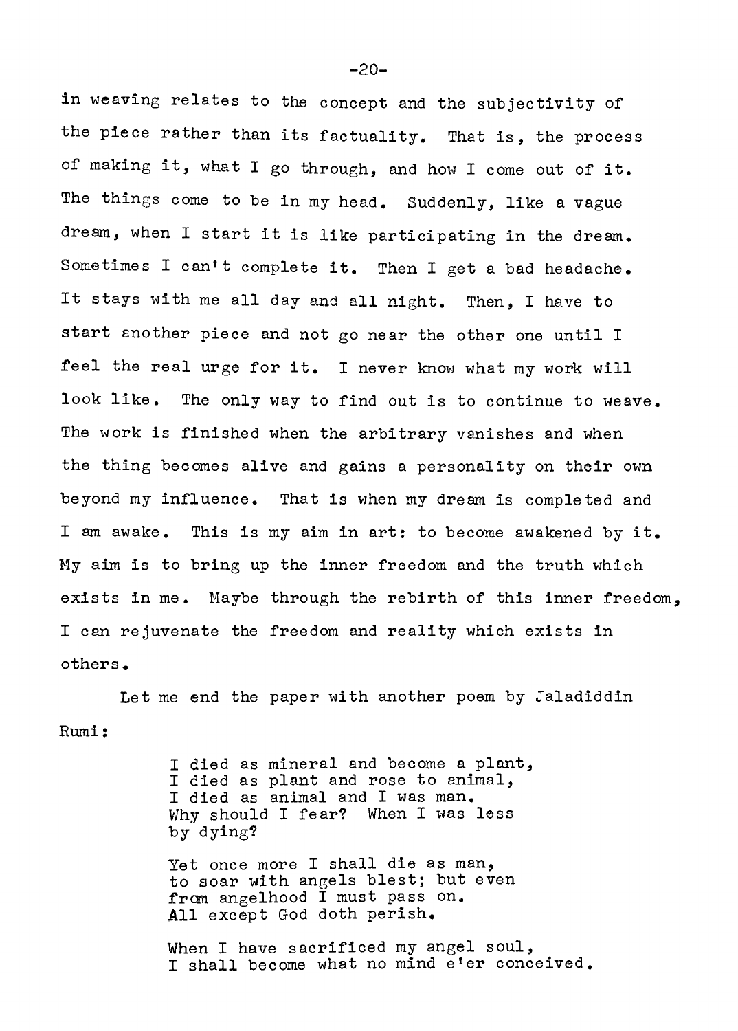in weaving relates to the concept and the subjectivity of the piece rather than its factuality. That is, the process of making it, what I go through, and how I come out of it. The things come to be in my head. Suddenly, like a vague dream, when I start it is like participating in the dream. Sometimes I can't complete it. Then I get a bad headache. It stays with me all day and all night. Then, I have to start another piece and not go near the other one until I feel the real urge for it. I never know what my work will look like. The only way to find out is to continue to weave. The work is finished when the arbitrary vanishes and when the thing becomes alive and gains a personality on their own beyond my influence. That is when my dream is completed and I am awake. This is my aim in art: to become awakened by it. My aim is to bring up the inner freedom and the truth which exists in me. Maybe through the rebirth of this inner freedom, I can rejuvenate the freedom and reality which exists in others.

Let me end the paper with another poem by Jaladiddin Rumi:

> I died as mineral and become a plant,
> I died as plant and rose to animal,
> I died as animal and I was man.
> Why should I fear? When I was less
> by dying?
>
> Yet once more I shall die as man,
> to soar with angels blest; but even
> from angelhood I must pass on.
> All except God doth perish.
>
> When I have sacrificed my angel soul,
> I shall become what no mind e'er conceived.